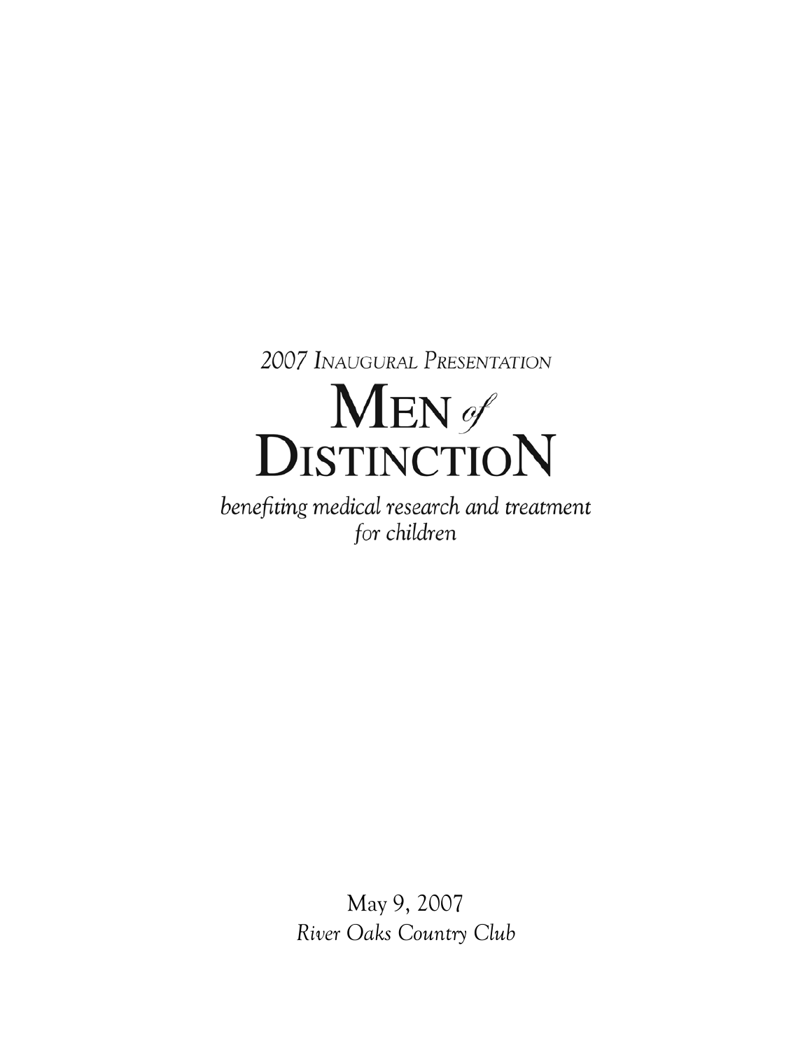2007 Inaugural Presentation

# Men of Distinction

*benefiting medical research and treatment for children*

May 9, 2007

*River Oaks Country Club*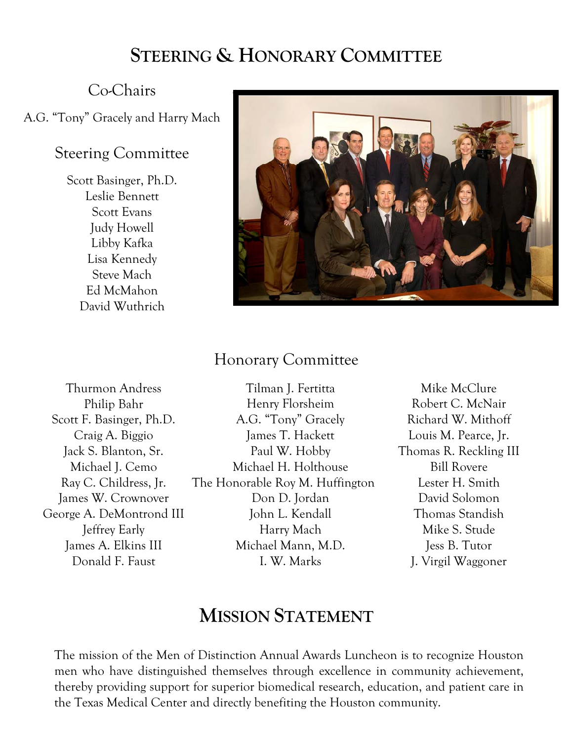# Steering & Honorary Committee

## Co-Chairs

A.G. "Tony" Gracely and Harry Mach

## Steering Committee

Scott Basinger, Ph.D.
Leslie Bennett
Scott Evans
Judy Howell
Libby Kafka
Lisa Kennedy
Steve Mach
Ed McMahon
David Wuthrich

## Honorary Committee

Thurmon Andress
Philip Bahr
Scott F. Basinger, Ph.D.
Craig A. Biggio
Jack S. Blanton, Sr.
Michael J. Cemo
Ray C. Childress, Jr.
James W. Crownover
George A. DeMontrond III
Jeffrey Early
James A. Elkins III
Donald F. Faust
Tilman J. Fertitta
Henry Florsheim
A.G. "Tony" Gracely
James T. Hackett
Paul W. Hobby
Michael H. Holthouse
The Honorable Roy M. Huffington
Don D. Jordan
John L. Kendall
Harry Mach
Michael Mann, M.D.
I. W. Marks
Mike McClure
Robert C. McNair
Richard W. Mithoff
Louis M. Pearce, Jr.
Thomas R. Reckling III
Bill Rovere
Lester H. Smith
David Solomon
Thomas Standish
Mike S. Stude
Jess B. Tutor
J. Virgil Waggoner

# Mission Statement

The mission of the Men of Distinction Annual Awards Luncheon is to recognize Houston men who have distinguished themselves through excellence in community achievement, thereby providing support for superior biomedical research, education, and patient care in the Texas Medical Center and directly benefiting the Houston community.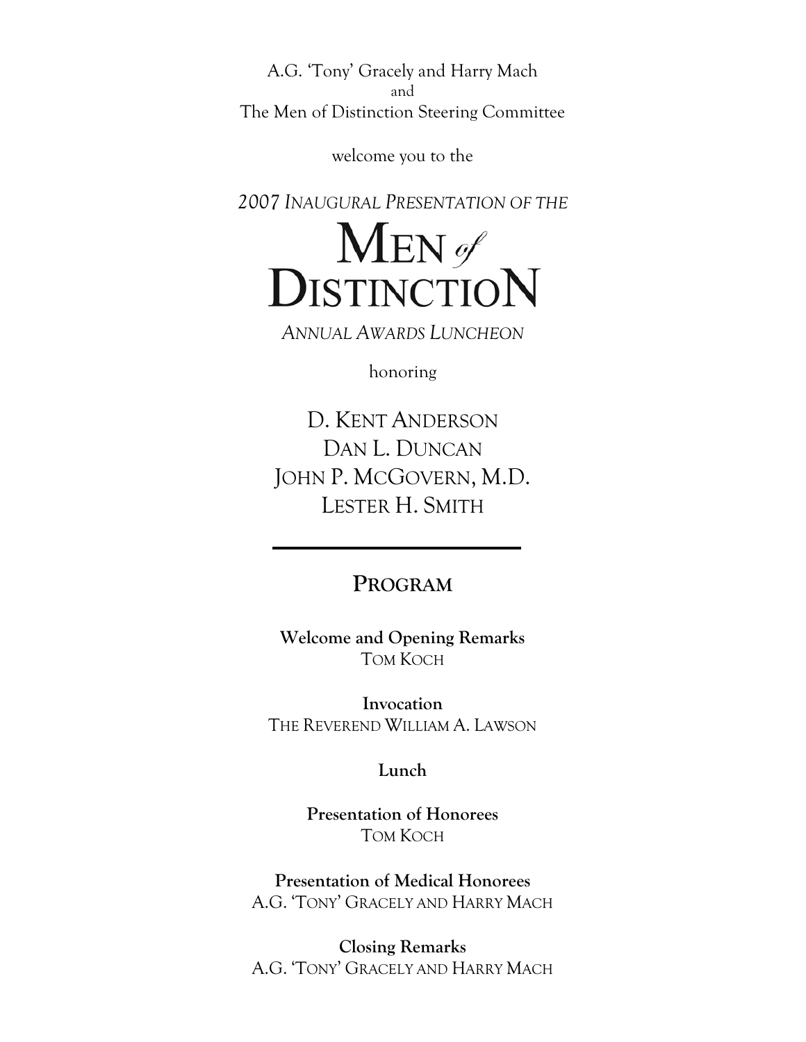A.G. 'Tony' Gracely and Harry Mach
and
The Men of Distinction Steering Committee

welcome you to the

*2007 INAUGURAL PRESENTATION OF THE*

# MEN *of* DISTINCTION

*ANNUAL AWARDS LUNCHEON*

honoring

D. KENT ANDERSON
DAN L. DUNCAN
JOHN P. MCGOVERN, M.D.
LESTER H. SMITH

---

## PROGRAM

**Welcome and Opening Remarks**
TOM KOCH

**Invocation**
THE REVEREND WILLIAM A. LAWSON

**Lunch**

**Presentation of Honorees**
TOM KOCH

**Presentation of Medical Honorees**
A.G. 'TONY' GRACELY AND HARRY MACH

**Closing Remarks**
A.G. 'TONY' GRACELY AND HARRY MACH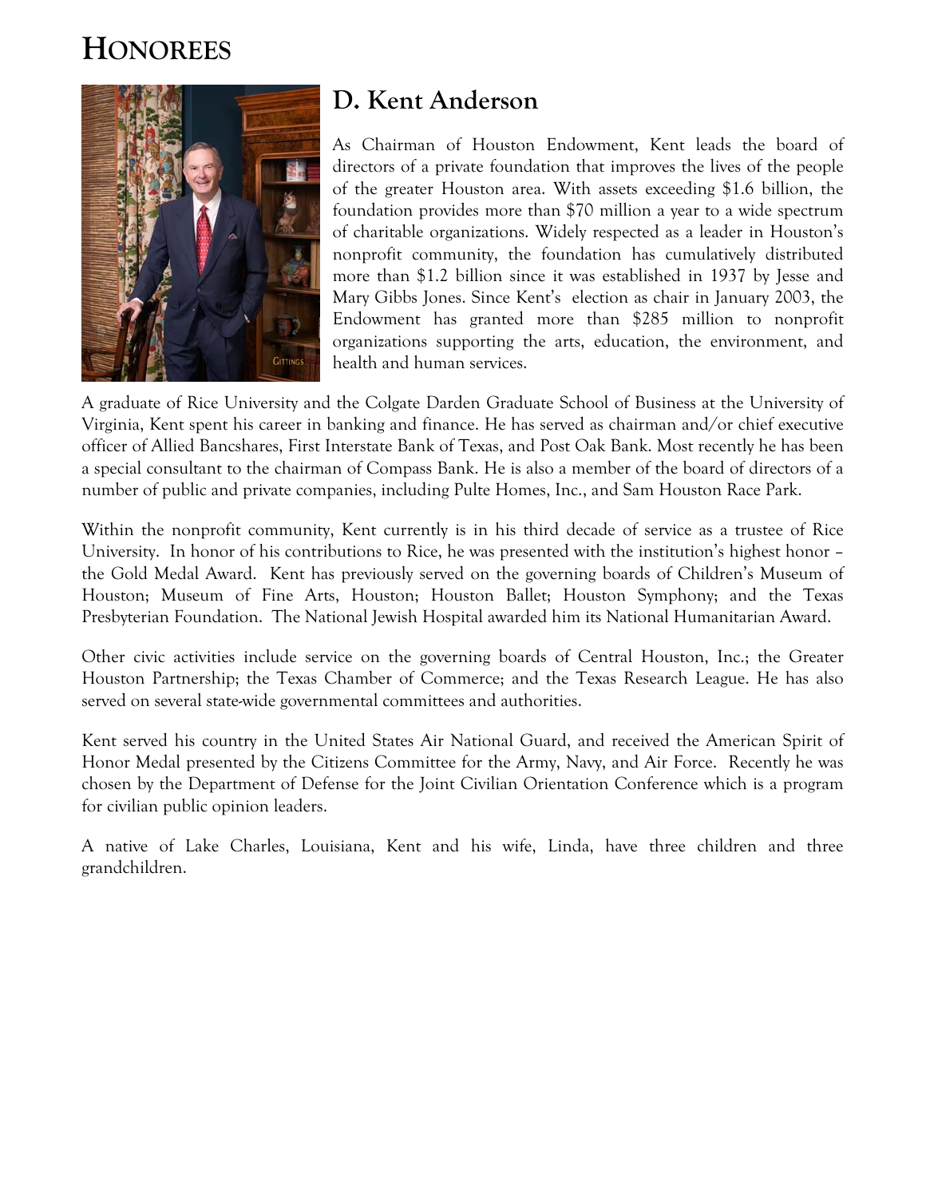# HONOREES

## D. Kent Anderson

As Chairman of Houston Endowment, Kent leads the board of directors of a private foundation that improves the lives of the people of the greater Houston area. With assets exceeding $1.6 billion, the foundation provides more than $70 million a year to a wide spectrum of charitable organizations. Widely respected as a leader in Houston's nonprofit community, the foundation has cumulatively distributed more than $1.2 billion since it was established in 1937 by Jesse and Mary Gibbs Jones. Since Kent's election as chair in January 2003, the Endowment has granted more than $285 million to nonprofit organizations supporting the arts, education, the environment, and health and human services.

A graduate of Rice University and the Colgate Darden Graduate School of Business at the University of Virginia, Kent spent his career in banking and finance. He has served as chairman and/or chief executive officer of Allied Bancshares, First Interstate Bank of Texas, and Post Oak Bank. Most recently he has been a special consultant to the chairman of Compass Bank. He is also a member of the board of directors of a number of public and private companies, including Pulte Homes, Inc., and Sam Houston Race Park.

Within the nonprofit community, Kent currently is in his third decade of service as a trustee of Rice University. In honor of his contributions to Rice, he was presented with the institution's highest honor – the Gold Medal Award. Kent has previously served on the governing boards of Children's Museum of Houston; Museum of Fine Arts, Houston; Houston Ballet; Houston Symphony; and the Texas Presbyterian Foundation. The National Jewish Hospital awarded him its National Humanitarian Award.

Other civic activities include service on the governing boards of Central Houston, Inc.; the Greater Houston Partnership; the Texas Chamber of Commerce; and the Texas Research League. He has also served on several state-wide governmental committees and authorities.

Kent served his country in the United States Air National Guard, and received the American Spirit of Honor Medal presented by the Citizens Committee for the Army, Navy, and Air Force. Recently he was chosen by the Department of Defense for the Joint Civilian Orientation Conference which is a program for civilian public opinion leaders.

A native of Lake Charles, Louisiana, Kent and his wife, Linda, have three children and three grandchildren.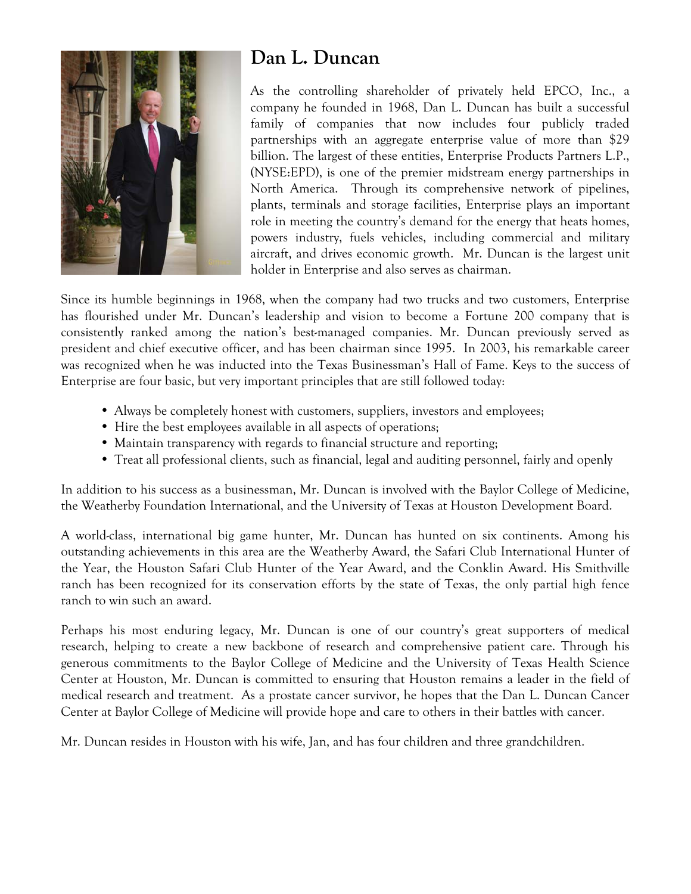# Dan L. Duncan

As the controlling shareholder of privately held EPCO, Inc., a company he founded in 1968, Dan L. Duncan has built a successful family of companies that now includes four publicly traded partnerships with an aggregate enterprise value of more than $29 billion. The largest of these entities, Enterprise Products Partners L.P., (NYSE:EPD), is one of the premier midstream energy partnerships in North America. Through its comprehensive network of pipelines, plants, terminals and storage facilities, Enterprise plays an important role in meeting the country's demand for the energy that heats homes, powers industry, fuels vehicles, including commercial and military aircraft, and drives economic growth. Mr. Duncan is the largest unit holder in Enterprise and also serves as chairman.

Since its humble beginnings in 1968, when the company had two trucks and two customers, Enterprise has flourished under Mr. Duncan's leadership and vision to become a Fortune 200 company that is consistently ranked among the nation's best-managed companies. Mr. Duncan previously served as president and chief executive officer, and has been chairman since 1995. In 2003, his remarkable career was recognized when he was inducted into the Texas Businessman's Hall of Fame. Keys to the success of Enterprise are four basic, but very important principles that are still followed today:

- Always be completely honest with customers, suppliers, investors and employees;
- Hire the best employees available in all aspects of operations;
- Maintain transparency with regards to financial structure and reporting;
- Treat all professional clients, such as financial, legal and auditing personnel, fairly and openly

In addition to his success as a businessman, Mr. Duncan is involved with the Baylor College of Medicine, the Weatherby Foundation International, and the University of Texas at Houston Development Board.

A world-class, international big game hunter, Mr. Duncan has hunted on six continents. Among his outstanding achievements in this area are the Weatherby Award, the Safari Club International Hunter of the Year, the Houston Safari Club Hunter of the Year Award, and the Conklin Award. His Smithville ranch has been recognized for its conservation efforts by the state of Texas, the only partial high fence ranch to win such an award.

Perhaps his most enduring legacy, Mr. Duncan is one of our country's great supporters of medical research, helping to create a new backbone of research and comprehensive patient care. Through his generous commitments to the Baylor College of Medicine and the University of Texas Health Science Center at Houston, Mr. Duncan is committed to ensuring that Houston remains a leader in the field of medical research and treatment. As a prostate cancer survivor, he hopes that the Dan L. Duncan Cancer Center at Baylor College of Medicine will provide hope and care to others in their battles with cancer.

Mr. Duncan resides in Houston with his wife, Jan, and has four children and three grandchildren.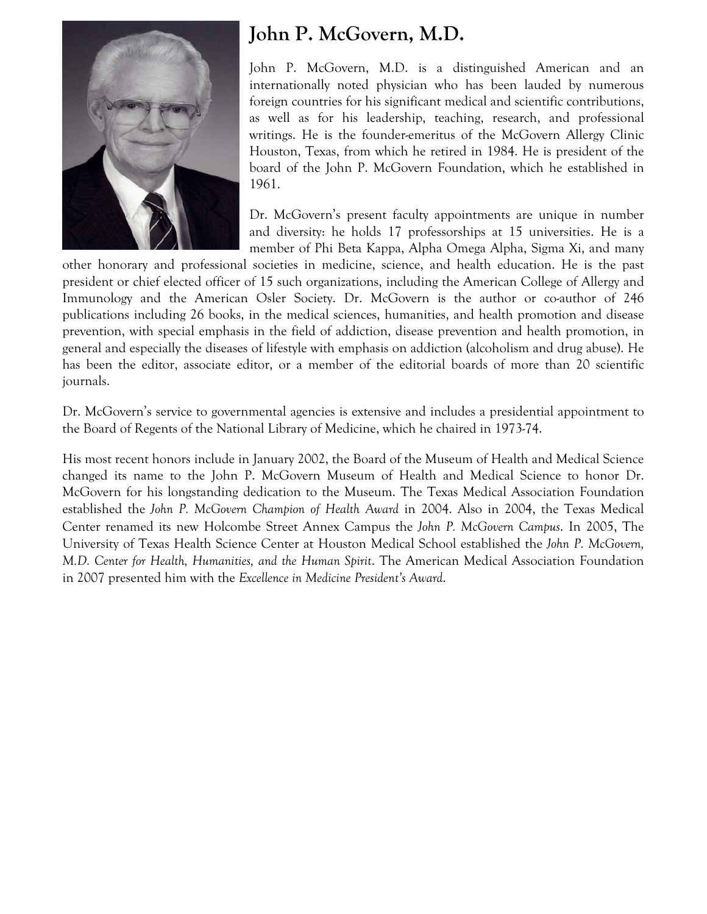# John P. McGovern, M.D.

John P. McGovern, M.D. is a distinguished American and an internationally noted physician who has been lauded by numerous foreign countries for his significant medical and scientific contributions, as well as for his leadership, teaching, research, and professional writings. He is the founder-emeritus of the McGovern Allergy Clinic Houston, Texas, from which he retired in 1984. He is president of the board of the John P. McGovern Foundation, which he established in 1961.

Dr. McGovern's present faculty appointments are unique in number and diversity: he holds 17 professorships at 15 universities. He is a member of Phi Beta Kappa, Alpha Omega Alpha, Sigma Xi, and many other honorary and professional societies in medicine, science, and health education. He is the past president or chief elected officer of 15 such organizations, including the American College of Allergy and Immunology and the American Osler Society. Dr. McGovern is the author or co-author of 246 publications including 26 books, in the medical sciences, humanities, and health promotion and disease prevention, with special emphasis in the field of addiction, disease prevention and health promotion, in general and especially the diseases of lifestyle with emphasis on addiction (alcoholism and drug abuse). He has been the editor, associate editor, or a member of the editorial boards of more than 20 scientific journals.

Dr. McGovern's service to governmental agencies is extensive and includes a presidential appointment to the Board of Regents of the National Library of Medicine, which he chaired in 1973-74.

His most recent honors include in January 2002, the Board of the Museum of Health and Medical Science changed its name to the John P. McGovern Museum of Health and Medical Science to honor Dr. McGovern for his longstanding dedication to the Museum. The Texas Medical Association Foundation established the *John P. McGovern Champion of Health Award* in 2004. Also in 2004, the Texas Medical Center renamed its new Holcombe Street Annex Campus the *John P. McGovern Campus*. In 2005, The University of Texas Health Science Center at Houston Medical School established the *John P. McGovern, M.D. Center for Health, Humanities, and the Human Spirit*. The American Medical Association Foundation in 2007 presented him with the *Excellence in Medicine President's Award*.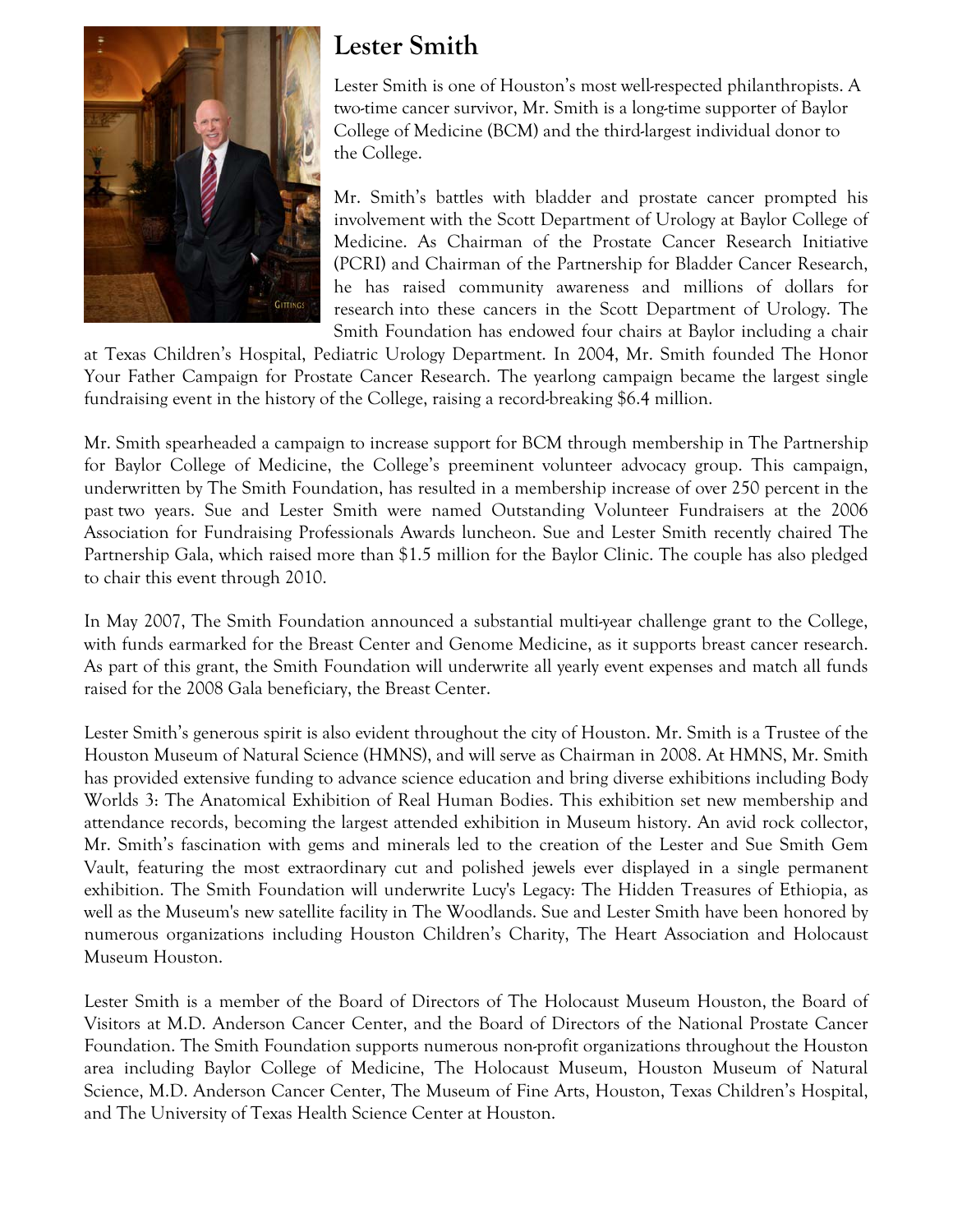# Lester Smith

Lester Smith is one of Houston's most well-respected philanthropists. A two-time cancer survivor, Mr. Smith is a long-time supporter of Baylor College of Medicine (BCM) and the third-largest individual donor to the College.

Mr. Smith's battles with bladder and prostate cancer prompted his involvement with the Scott Department of Urology at Baylor College of Medicine. As Chairman of the Prostate Cancer Research Initiative (PCRI) and Chairman of the Partnership for Bladder Cancer Research, he has raised community awareness and millions of dollars for research into these cancers in the Scott Department of Urology. The Smith Foundation has endowed four chairs at Baylor including a chair at Texas Children's Hospital, Pediatric Urology Department. In 2004, Mr. Smith founded The Honor Your Father Campaign for Prostate Cancer Research. The yearlong campaign became the largest single fundraising event in the history of the College, raising a record-breaking $6.4 million.

Mr. Smith spearheaded a campaign to increase support for BCM through membership in The Partnership for Baylor College of Medicine, the College's preeminent volunteer advocacy group. This campaign, underwritten by The Smith Foundation, has resulted in a membership increase of over 250 percent in the past two years. Sue and Lester Smith were named Outstanding Volunteer Fundraisers at the 2006 Association for Fundraising Professionals Awards luncheon. Sue and Lester Smith recently chaired The Partnership Gala, which raised more than $1.5 million for the Baylor Clinic. The couple has also pledged to chair this event through 2010.

In May 2007, The Smith Foundation announced a substantial multi-year challenge grant to the College, with funds earmarked for the Breast Center and Genome Medicine, as it supports breast cancer research. As part of this grant, the Smith Foundation will underwrite all yearly event expenses and match all funds raised for the 2008 Gala beneficiary, the Breast Center.

Lester Smith's generous spirit is also evident throughout the city of Houston. Mr. Smith is a Trustee of the Houston Museum of Natural Science (HMNS), and will serve as Chairman in 2008. At HMNS, Mr. Smith has provided extensive funding to advance science education and bring diverse exhibitions including Body Worlds 3: The Anatomical Exhibition of Real Human Bodies. This exhibition set new membership and attendance records, becoming the largest attended exhibition in Museum history. An avid rock collector, Mr. Smith's fascination with gems and minerals led to the creation of the Lester and Sue Smith Gem Vault, featuring the most extraordinary cut and polished jewels ever displayed in a single permanent exhibition. The Smith Foundation will underwrite Lucy's Legacy: The Hidden Treasures of Ethiopia, as well as the Museum's new satellite facility in The Woodlands. Sue and Lester Smith have been honored by numerous organizations including Houston Children's Charity, The Heart Association and Holocaust Museum Houston.

Lester Smith is a member of the Board of Directors of The Holocaust Museum Houston, the Board of Visitors at M.D. Anderson Cancer Center, and the Board of Directors of the National Prostate Cancer Foundation. The Smith Foundation supports numerous non-profit organizations throughout the Houston area including Baylor College of Medicine, The Holocaust Museum, Houston Museum of Natural Science, M.D. Anderson Cancer Center, The Museum of Fine Arts, Houston, Texas Children's Hospital, and The University of Texas Health Science Center at Houston.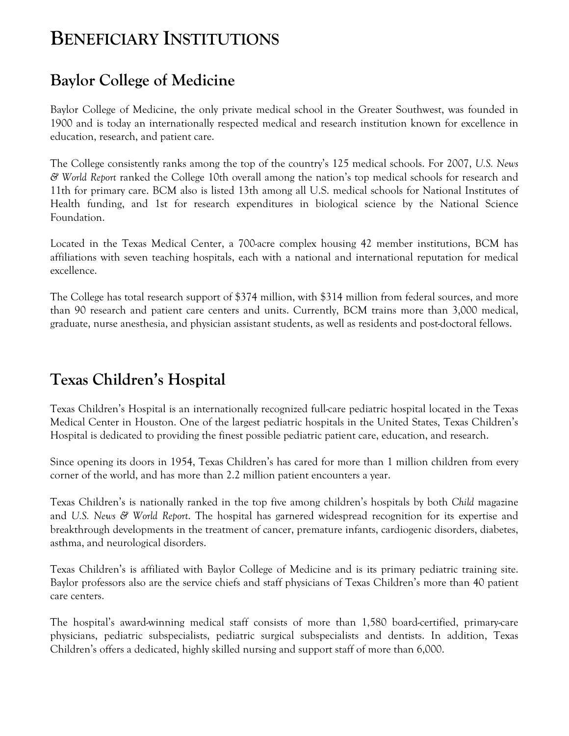# Beneficiary Institutions

## Baylor College of Medicine

Baylor College of Medicine, the only private medical school in the Greater Southwest, was founded in 1900 and is today an internationally respected medical and research institution known for excellence in education, research, and patient care.

The College consistently ranks among the top of the country's 125 medical schools. For 2007, *U.S. News & World Report* ranked the College 10th overall among the nation's top medical schools for research and 11th for primary care. BCM also is listed 13th among all U.S. medical schools for National Institutes of Health funding, and 1st for research expenditures in biological science by the National Science Foundation.

Located in the Texas Medical Center, a 700-acre complex housing 42 member institutions, BCM has affiliations with seven teaching hospitals, each with a national and international reputation for medical excellence.

The College has total research support of $374 million, with $314 million from federal sources, and more than 90 research and patient care centers and units. Currently, BCM trains more than 3,000 medical, graduate, nurse anesthesia, and physician assistant students, as well as residents and post-doctoral fellows.

## Texas Children's Hospital

Texas Children's Hospital is an internationally recognized full-care pediatric hospital located in the Texas Medical Center in Houston. One of the largest pediatric hospitals in the United States, Texas Children's Hospital is dedicated to providing the finest possible pediatric patient care, education, and research.

Since opening its doors in 1954, Texas Children's has cared for more than 1 million children from every corner of the world, and has more than 2.2 million patient encounters a year.

Texas Children's is nationally ranked in the top five among children's hospitals by both *Child* magazine and *U.S. News & World Report*. The hospital has garnered widespread recognition for its expertise and breakthrough developments in the treatment of cancer, premature infants, cardiogenic disorders, diabetes, asthma, and neurological disorders.

Texas Children's is affiliated with Baylor College of Medicine and is its primary pediatric training site. Baylor professors also are the service chiefs and staff physicians of Texas Children's more than 40 patient care centers.

The hospital's award-winning medical staff consists of more than 1,580 board-certified, primary-care physicians, pediatric subspecialists, pediatric surgical subspecialists and dentists. In addition, Texas Children's offers a dedicated, highly skilled nursing and support staff of more than 6,000.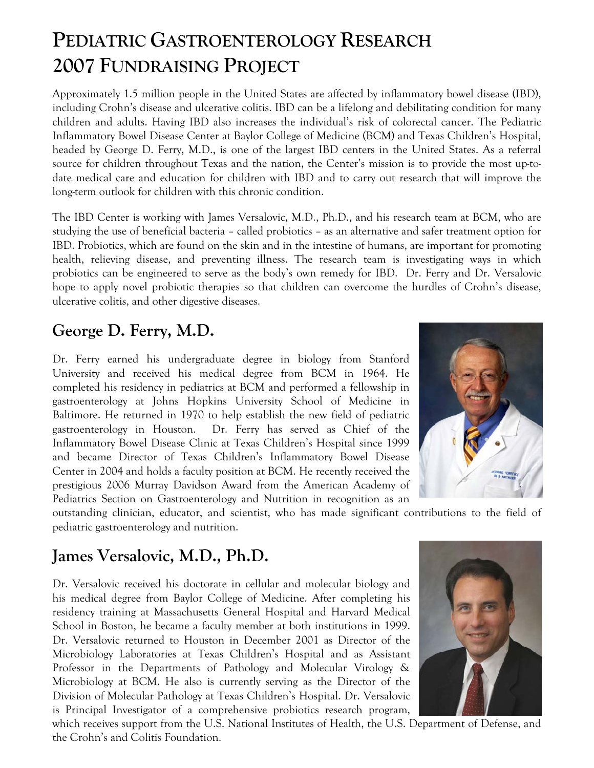# Pediatric Gastroenterology Research 2007 Fundraising Project

Approximately 1.5 million people in the United States are affected by inflammatory bowel disease (IBD), including Crohn's disease and ulcerative colitis. IBD can be a lifelong and debilitating condition for many children and adults. Having IBD also increases the individual's risk of colorectal cancer. The Pediatric Inflammatory Bowel Disease Center at Baylor College of Medicine (BCM) and Texas Children's Hospital, headed by George D. Ferry, M.D., is one of the largest IBD centers in the United States. As a referral source for children throughout Texas and the nation, the Center's mission is to provide the most up-to-date medical care and education for children with IBD and to carry out research that will improve the long-term outlook for children with this chronic condition.

The IBD Center is working with James Versalovic, M.D., Ph.D., and his research team at BCM, who are studying the use of beneficial bacteria – called probiotics – as an alternative and safer treatment option for IBD. Probiotics, which are found on the skin and in the intestine of humans, are important for promoting health, relieving disease, and preventing illness. The research team is investigating ways in which probiotics can be engineered to serve as the body's own remedy for IBD. Dr. Ferry and Dr. Versalovic hope to apply novel probiotic therapies so that children can overcome the hurdles of Crohn's disease, ulcerative colitis, and other digestive diseases.

## George D. Ferry, M.D.

Dr. Ferry earned his undergraduate degree in biology from Stanford University and received his medical degree from BCM in 1964. He completed his residency in pediatrics at BCM and performed a fellowship in gastroenterology at Johns Hopkins University School of Medicine in Baltimore. He returned in 1970 to help establish the new field of pediatric gastroenterology in Houston. Dr. Ferry has served as Chief of the Inflammatory Bowel Disease Clinic at Texas Children's Hospital since 1999 and became Director of Texas Children's Inflammatory Bowel Disease Center in 2004 and holds a faculty position at BCM. He recently received the prestigious 2006 Murray Davidson Award from the American Academy of Pediatrics Section on Gastroenterology and Nutrition in recognition as an outstanding clinician, educator, and scientist, who has made significant contributions to the field of pediatric gastroenterology and nutrition.

## James Versalovic, M.D., Ph.D.

Dr. Versalovic received his doctorate in cellular and molecular biology and his medical degree from Baylor College of Medicine. After completing his residency training at Massachusetts General Hospital and Harvard Medical School in Boston, he became a faculty member at both institutions in 1999. Dr. Versalovic returned to Houston in December 2001 as Director of the Microbiology Laboratories at Texas Children's Hospital and as Assistant Professor in the Departments of Pathology and Molecular Virology & Microbiology at BCM. He also is currently serving as the Director of the Division of Molecular Pathology at Texas Children's Hospital. Dr. Versalovic is Principal Investigator of a comprehensive probiotics research program, which receives support from the U.S. National Institutes of Health, the U.S. Department of Defense, and the Crohn's and Colitis Foundation.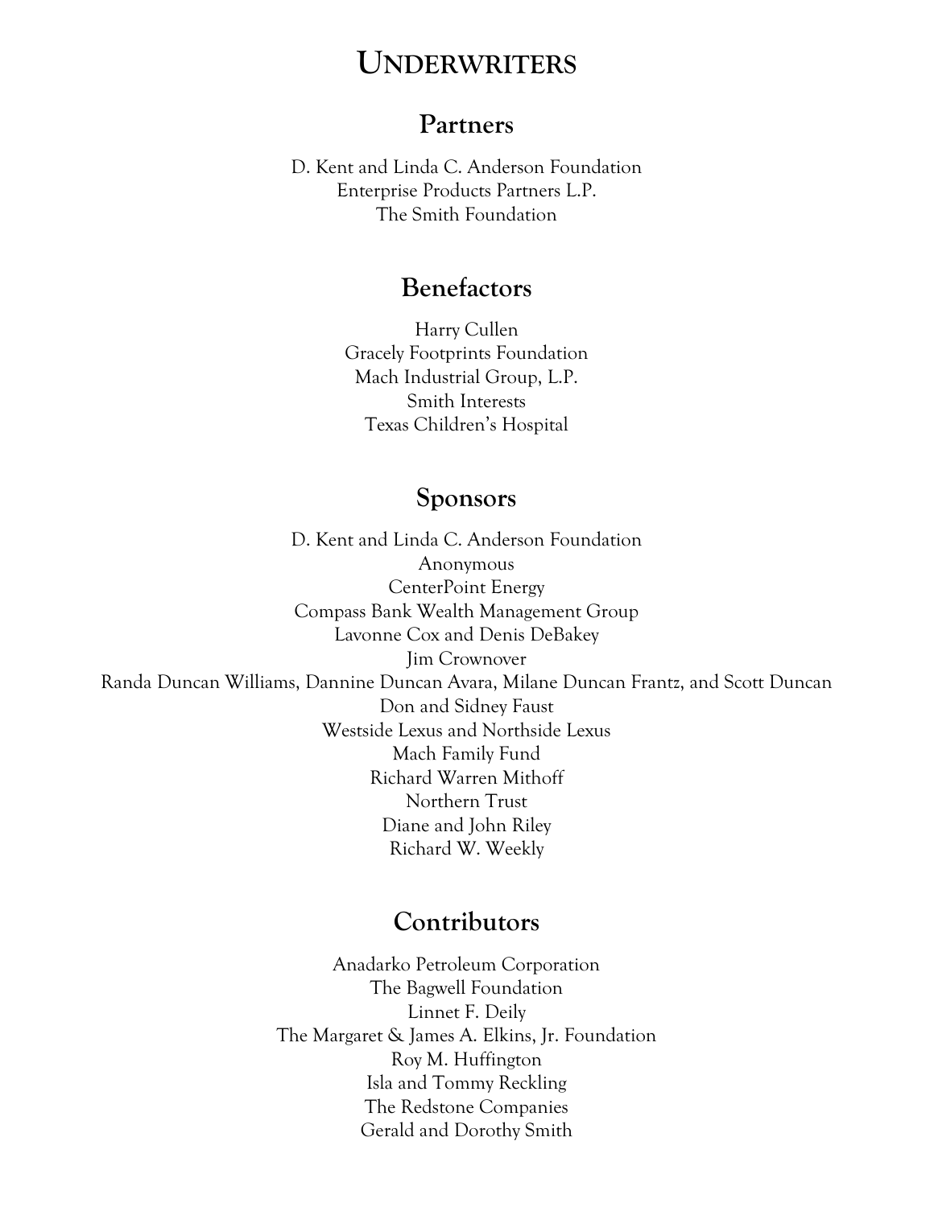# Underwriters

## Partners

D. Kent and Linda C. Anderson Foundation
Enterprise Products Partners L.P.
The Smith Foundation

## Benefactors

Harry Cullen
Gracely Footprints Foundation
Mach Industrial Group, L.P.
Smith Interests
Texas Children's Hospital

## Sponsors

D. Kent and Linda C. Anderson Foundation
Anonymous
CenterPoint Energy
Compass Bank Wealth Management Group
Lavonne Cox and Denis DeBakey
Jim Crownover
Randa Duncan Williams, Dannine Duncan Avara, Milane Duncan Frantz, and Scott Duncan
Don and Sidney Faust
Westside Lexus and Northside Lexus
Mach Family Fund
Richard Warren Mithoff
Northern Trust
Diane and John Riley
Richard W. Weekly

## Contributors

Anadarko Petroleum Corporation
The Bagwell Foundation
Linnet F. Deily
The Margaret & James A. Elkins, Jr. Foundation
Roy M. Huffington
Isla and Tommy Reckling
The Redstone Companies
Gerald and Dorothy Smith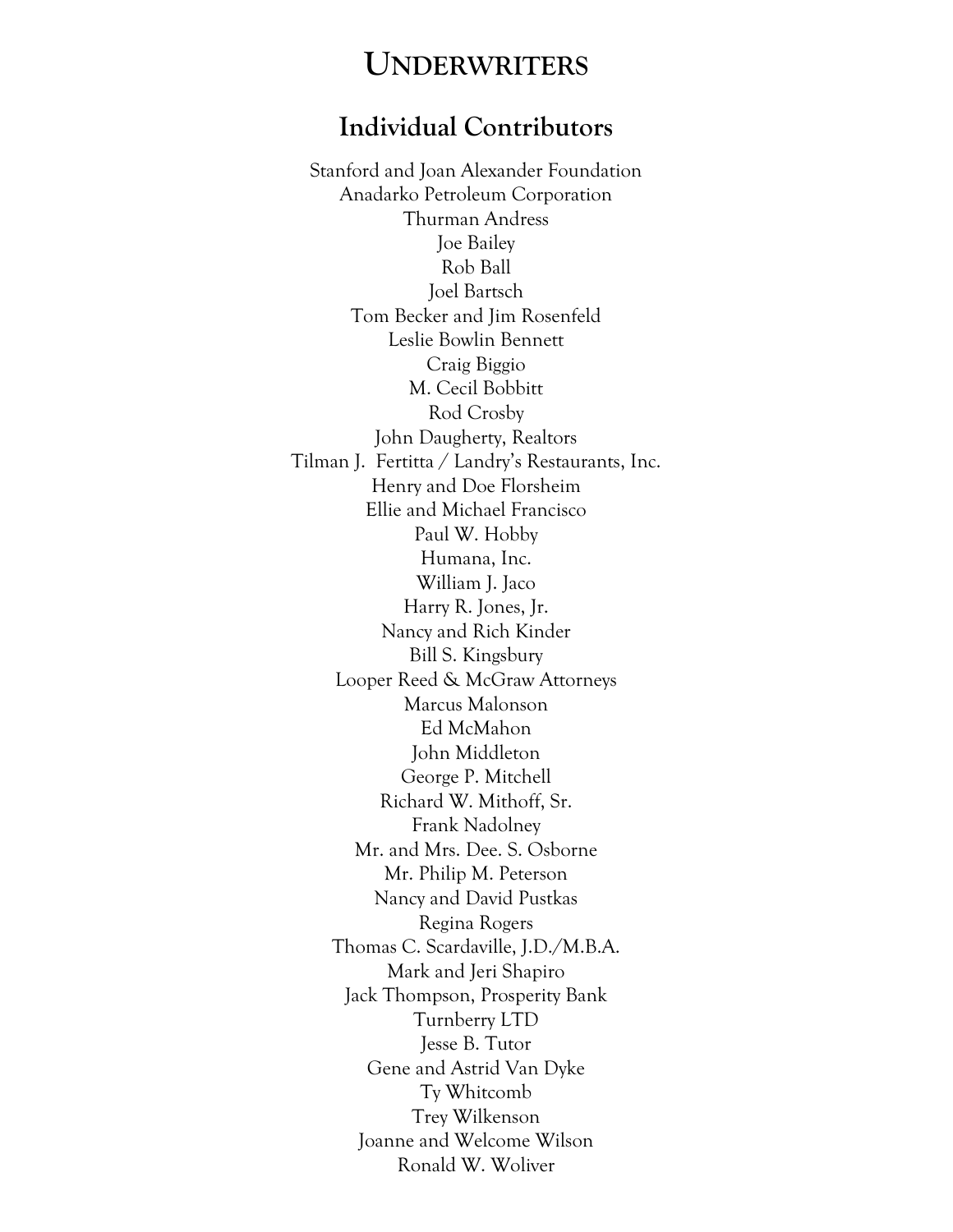# UNDERWRITERS

## Individual Contributors

Stanford and Joan Alexander Foundation
Anadarko Petroleum Corporation
Thurman Andress
Joe Bailey
Rob Ball
Joel Bartsch
Tom Becker and Jim Rosenfeld
Leslie Bowlin Bennett
Craig Biggio
M. Cecil Bobbitt
Rod Crosby
John Daugherty, Realtors
Tilman J. Fertitta / Landry's Restaurants, Inc.
Henry and Doe Florsheim
Ellie and Michael Francisco
Paul W. Hobby
Humana, Inc.
William J. Jaco
Harry R. Jones, Jr.
Nancy and Rich Kinder
Bill S. Kingsbury
Looper Reed & McGraw Attorneys
Marcus Malonson
Ed McMahon
John Middleton
George P. Mitchell
Richard W. Mithoff, Sr.
Frank Nadolney
Mr. and Mrs. Dee. S. Osborne
Mr. Philip M. Peterson
Nancy and David Pustkas
Regina Rogers
Thomas C. Scardaville, J.D./M.B.A.
Mark and Jeri Shapiro
Jack Thompson, Prosperity Bank
Turnberry LTD
Jesse B. Tutor
Gene and Astrid Van Dyke
Ty Whitcomb
Trey Wilkenson
Joanne and Welcome Wilson
Ronald W. Woliver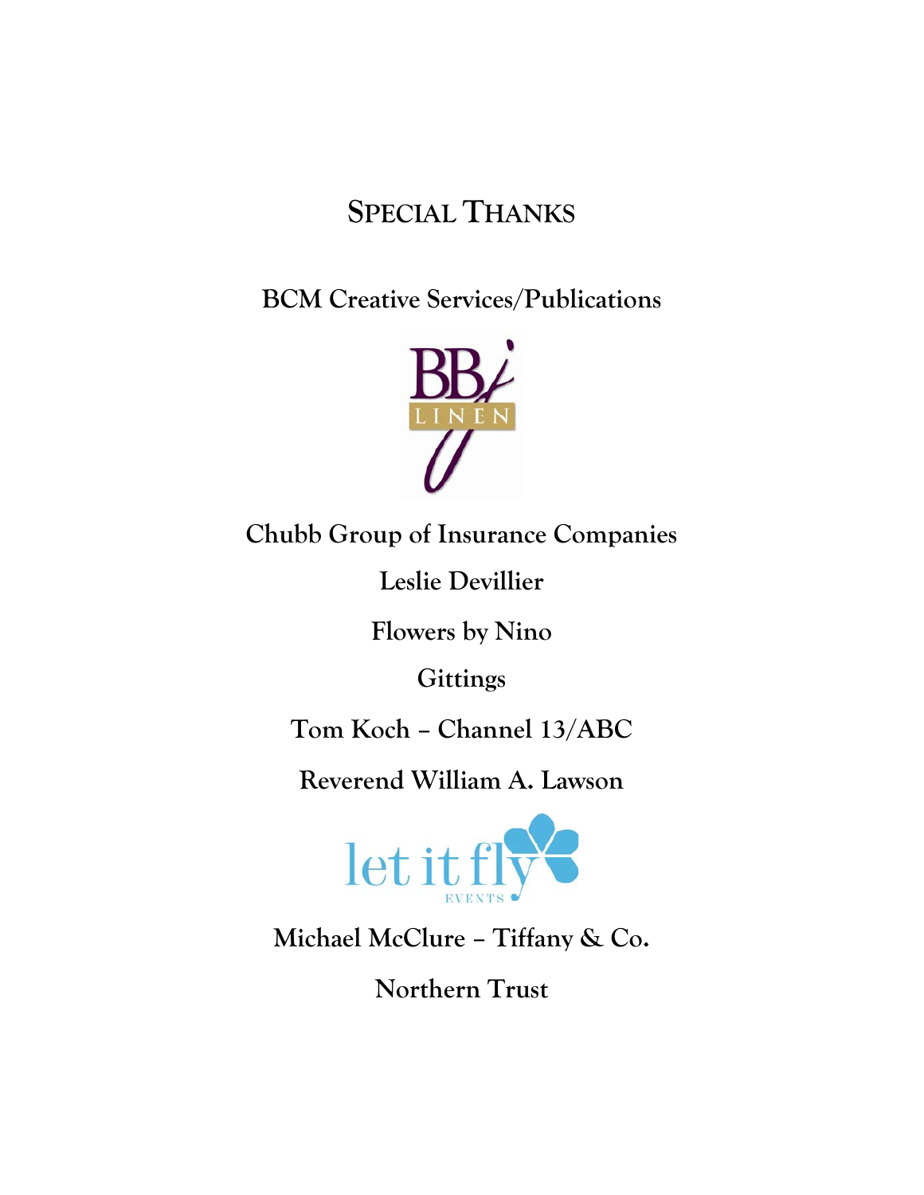# SPECIAL THANKS

**BCM Creative Services/Publications**

BBJ LINEN

**Chubb Group of Insurance Companies**

**Leslie Devillier**

**Flowers by Nino**

**Gittings**

**Tom Koch – Channel 13/ABC**

**Reverend William A. Lawson**

let it fly EVENTS

**Michael McClure – Tiffany & Co.**

**Northern Trust**